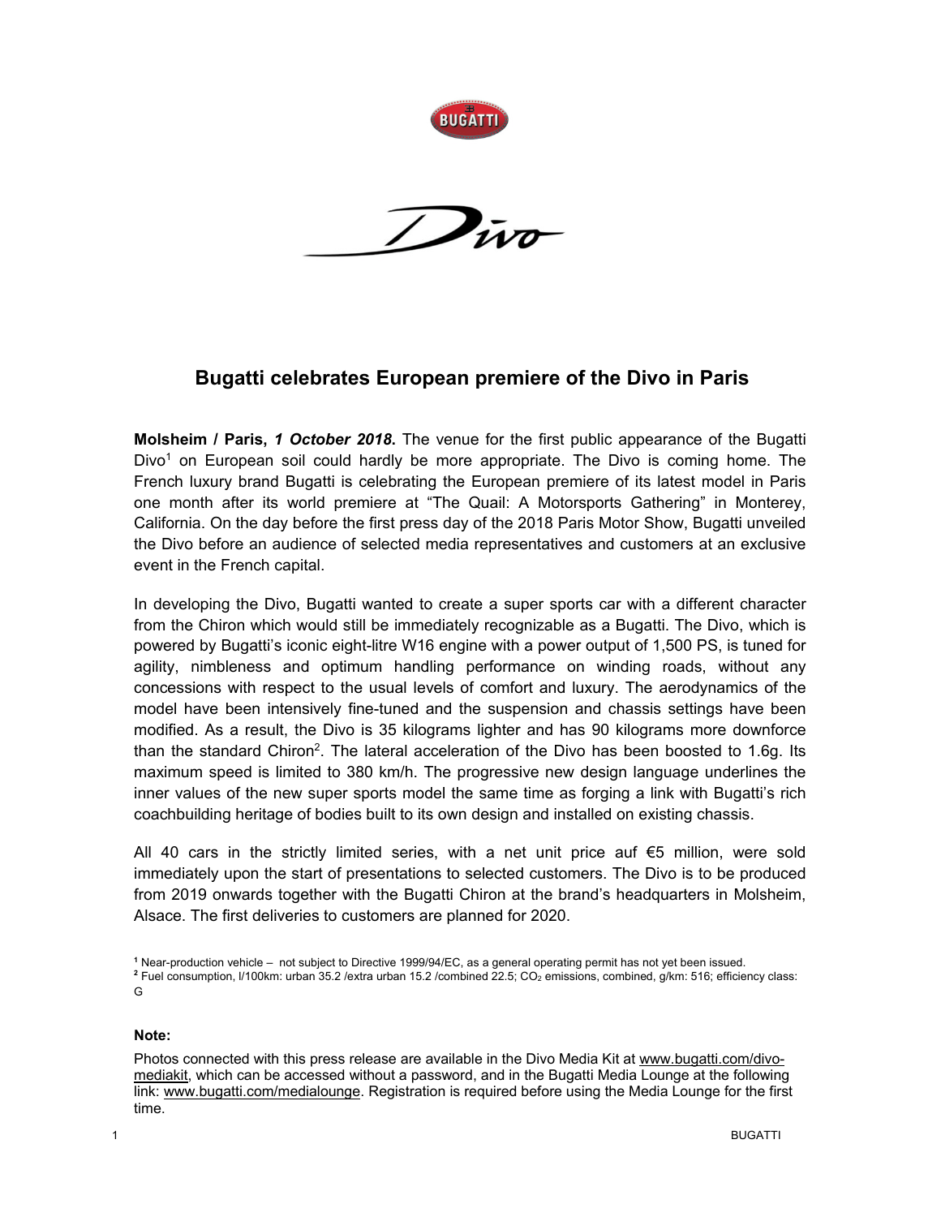# Bugatti celebrates European premiere of the Divo in Paris

**Molsheim / Paris,** ***1 October 2018*****.** The venue for the first public appearance of the Bugatti Divo[1] on European soil could hardly be more appropriate. The Divo is coming home. The French luxury brand Bugatti is celebrating the European premiere of its latest model in Paris one month after its world premiere at “The Quail: A Motorsports Gathering” in Monterey, California. On the day before the first press day of the 2018 Paris Motor Show, Bugatti unveiled the Divo before an audience of selected media representatives and customers at an exclusive event in the French capital.

In developing the Divo, Bugatti wanted to create a super sports car with a different character from the Chiron which would still be immediately recognizable as a Bugatti. The Divo, which is powered by Bugatti’s iconic eight-litre W16 engine with a power output of 1,500 PS, is tuned for agility, nimbleness and optimum handling performance on winding roads, without any concessions with respect to the usual levels of comfort and luxury. The aerodynamics of the model have been intensively fine-tuned and the suspension and chassis settings have been modified. As a result, the Divo is 35 kilograms lighter and has 90 kilograms more downforce than the standard Chiron[2]. The lateral acceleration of the Divo has been boosted to 1.6g. Its maximum speed is limited to 380 km/h. The progressive new design language underlines the inner values of the new super sports model the same time as forging a link with Bugatti’s rich coachbuilding heritage of bodies built to its own design and installed on existing chassis.

All 40 cars in the strictly limited series, with a net unit price auf €5 million, were sold immediately upon the start of presentations to selected customers. The Divo is to be produced from 2019 onwards together with the Bugatti Chiron at the brand’s headquarters in Molsheim, Alsace. The first deliveries to customers are planned for 2020.

[1] Near-production vehicle – not subject to Directive 1999/94/EC, as a general operating permit has not yet been issued.

[2] Fuel consumption, l/100km: urban 35.2 /extra urban 15.2 /combined 22.5; $CO_2$ emissions, combined, g/km: 516; efficiency class: G

**Note:**

Photos connected with this press release are available in the Divo Media Kit at www.bugatti.com/divo-mediakit, which can be accessed without a password, and in the Bugatti Media Lounge at the following link: www.bugatti.com/medialounge. Registration is required before using the Media Lounge for the first time.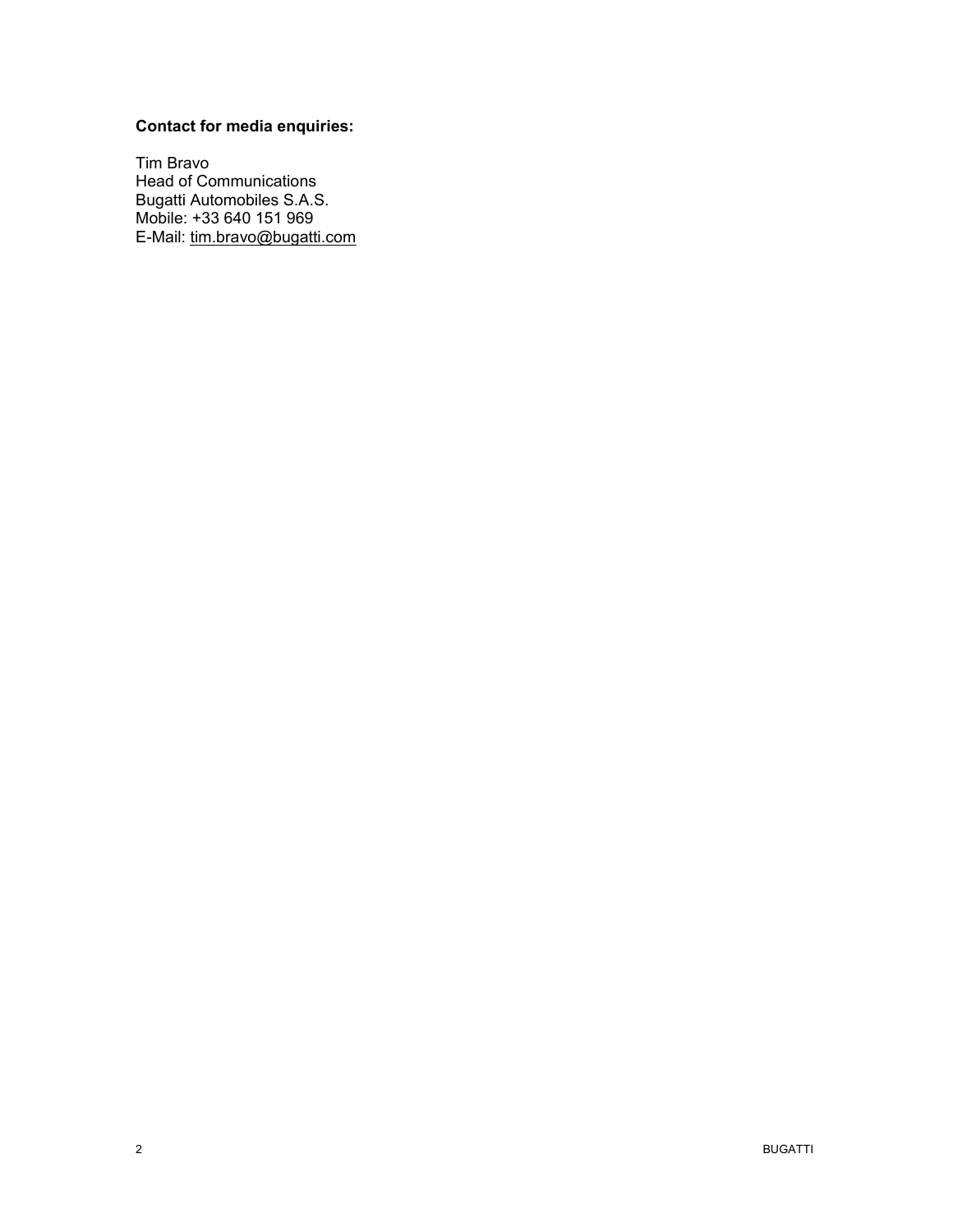**Contact for media enquiries:**

Tim Bravo
Head of Communications
Bugatti Automobiles S.A.S.
Mobile: +33 640 151 969
E-Mail: tim.bravo@bugatti.com